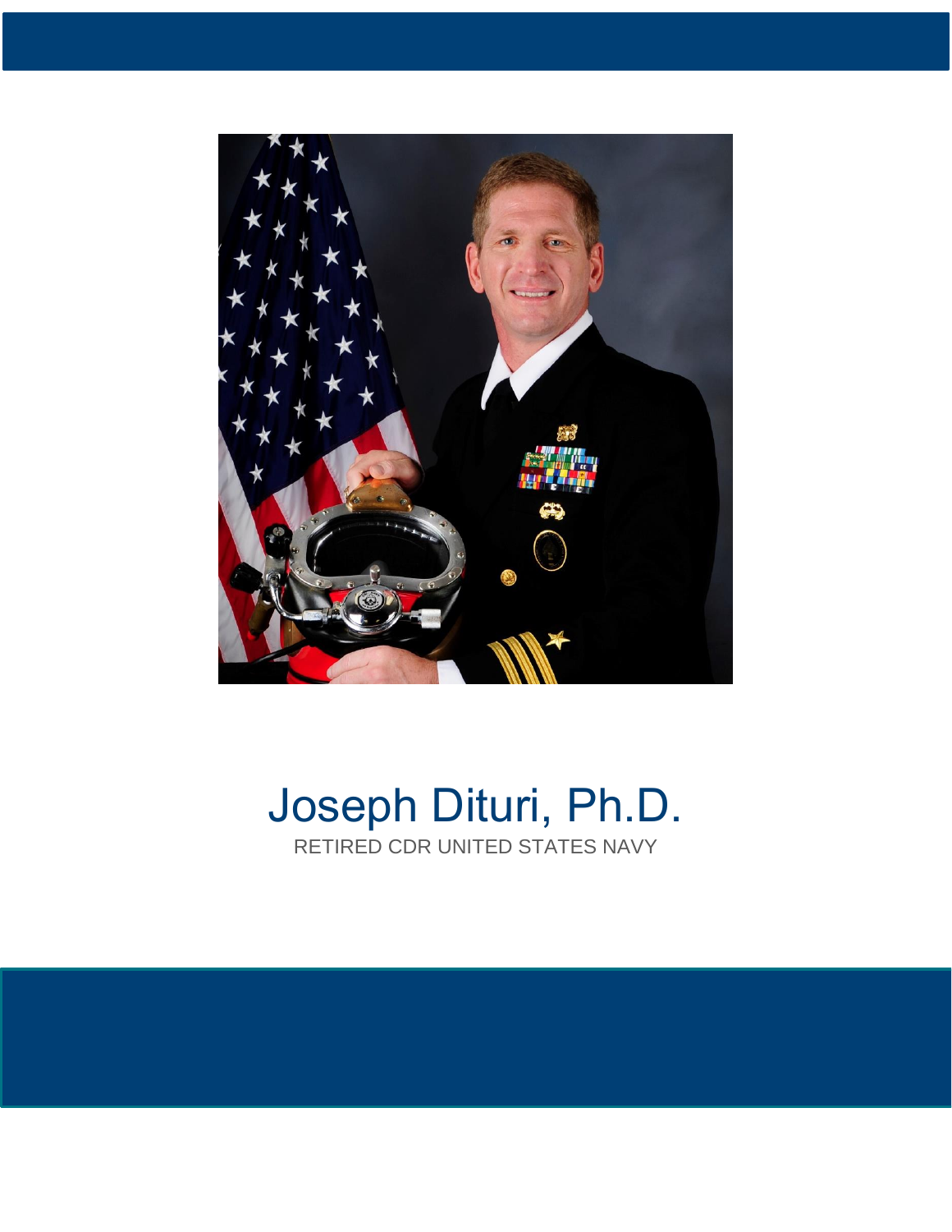# Joseph Dituri, Ph.D.

RETIRED CDR UNITED STATES NAVY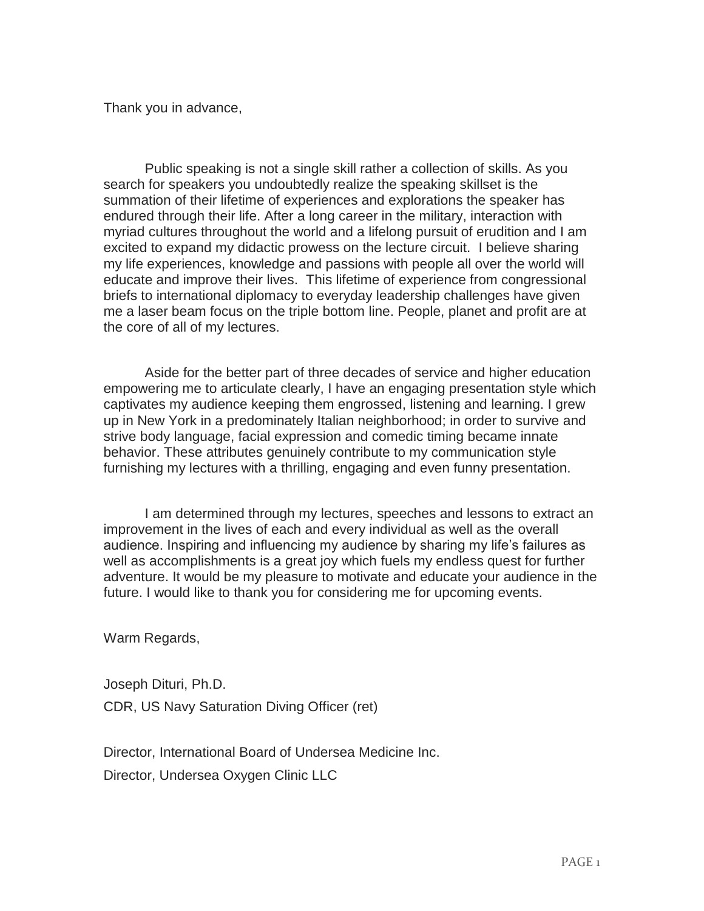Thank you in advance,

Public speaking is not a single skill rather a collection of skills. As you search for speakers you undoubtedly realize the speaking skillset is the summation of their lifetime of experiences and explorations the speaker has endured through their life. After a long career in the military, interaction with myriad cultures throughout the world and a lifelong pursuit of erudition and I am excited to expand my didactic prowess on the lecture circuit. I believe sharing my life experiences, knowledge and passions with people all over the world will educate and improve their lives. This lifetime of experience from congressional briefs to international diplomacy to everyday leadership challenges have given me a laser beam focus on the triple bottom line. People, planet and profit are at the core of all of my lectures.

Aside for the better part of three decades of service and higher education empowering me to articulate clearly, I have an engaging presentation style which captivates my audience keeping them engrossed, listening and learning. I grew up in New York in a predominately Italian neighborhood; in order to survive and strive body language, facial expression and comedic timing became innate behavior. These attributes genuinely contribute to my communication style furnishing my lectures with a thrilling, engaging and even funny presentation.

I am determined through my lectures, speeches and lessons to extract an improvement in the lives of each and every individual as well as the overall audience. Inspiring and influencing my audience by sharing my life's failures as well as accomplishments is a great joy which fuels my endless quest for further adventure. It would be my pleasure to motivate and educate your audience in the future. I would like to thank you for considering me for upcoming events.

Warm Regards,

Joseph Dituri, Ph.D.

CDR, US Navy Saturation Diving Officer (ret)

Director, International Board of Undersea Medicine Inc.

Director, Undersea Oxygen Clinic LLC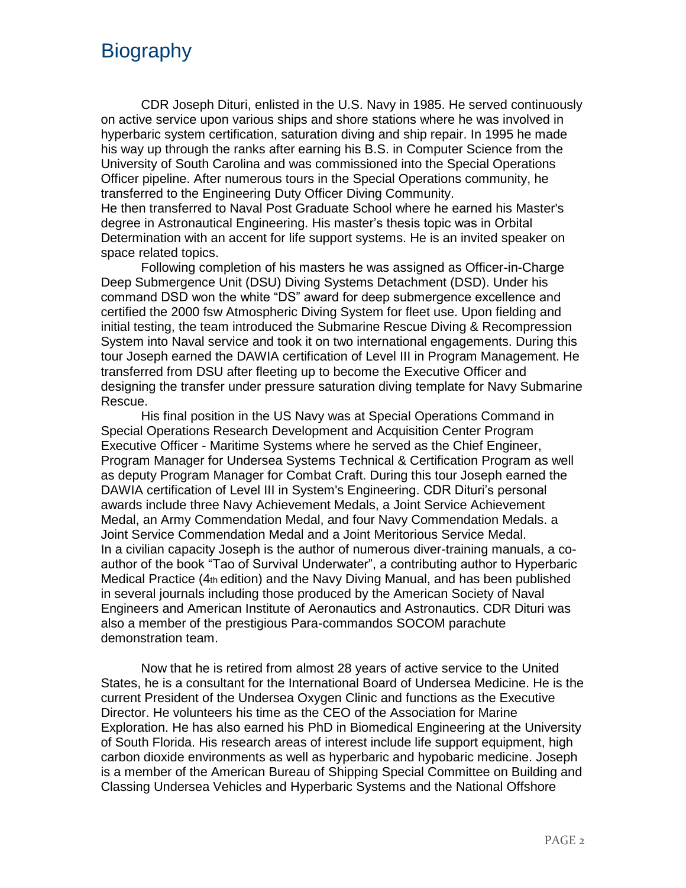# Biography

CDR Joseph Dituri, enlisted in the U.S. Navy in 1985. He served continuously on active service upon various ships and shore stations where he was involved in hyperbaric system certification, saturation diving and ship repair. In 1995 he made his way up through the ranks after earning his B.S. in Computer Science from the University of South Carolina and was commissioned into the Special Operations Officer pipeline. After numerous tours in the Special Operations community, he transferred to the Engineering Duty Officer Diving Community.
He then transferred to Naval Post Graduate School where he earned his Master's degree in Astronautical Engineering. His master's thesis topic was in Orbital Determination with an accent for life support systems. He is an invited speaker on space related topics.

Following completion of his masters he was assigned as Officer-in-Charge Deep Submergence Unit (DSU) Diving Systems Detachment (DSD). Under his command DSD won the white "DS" award for deep submergence excellence and certified the 2000 fsw Atmospheric Diving System for fleet use. Upon fielding and initial testing, the team introduced the Submarine Rescue Diving & Recompression System into Naval service and took it on two international engagements. During this tour Joseph earned the DAWIA certification of Level III in Program Management. He transferred from DSU after fleeting up to become the Executive Officer and designing the transfer under pressure saturation diving template for Navy Submarine Rescue.

His final position in the US Navy was at Special Operations Command in Special Operations Research Development and Acquisition Center Program Executive Officer - Maritime Systems where he served as the Chief Engineer, Program Manager for Undersea Systems Technical & Certification Program as well as deputy Program Manager for Combat Craft. During this tour Joseph earned the DAWIA certification of Level III in System's Engineering. CDR Dituri's personal awards include three Navy Achievement Medals, a Joint Service Achievement Medal, an Army Commendation Medal, and four Navy Commendation Medals. a Joint Service Commendation Medal and a Joint Meritorious Service Medal.
In a civilian capacity Joseph is the author of numerous diver-training manuals, a co-author of the book "Tao of Survival Underwater", a contributing author to Hyperbaric Medical Practice (4th edition) and the Navy Diving Manual, and has been published in several journals including those produced by the American Society of Naval Engineers and American Institute of Aeronautics and Astronautics. CDR Dituri was also a member of the prestigious Para-commandos SOCOM parachute demonstration team.

Now that he is retired from almost 28 years of active service to the United States, he is a consultant for the International Board of Undersea Medicine. He is the current President of the Undersea Oxygen Clinic and functions as the Executive Director. He volunteers his time as the CEO of the Association for Marine Exploration. He has also earned his PhD in Biomedical Engineering at the University of South Florida. His research areas of interest include life support equipment, high carbon dioxide environments as well as hyperbaric and hypobaric medicine. Joseph is a member of the American Bureau of Shipping Special Committee on Building and Classing Undersea Vehicles and Hyperbaric Systems and the National Offshore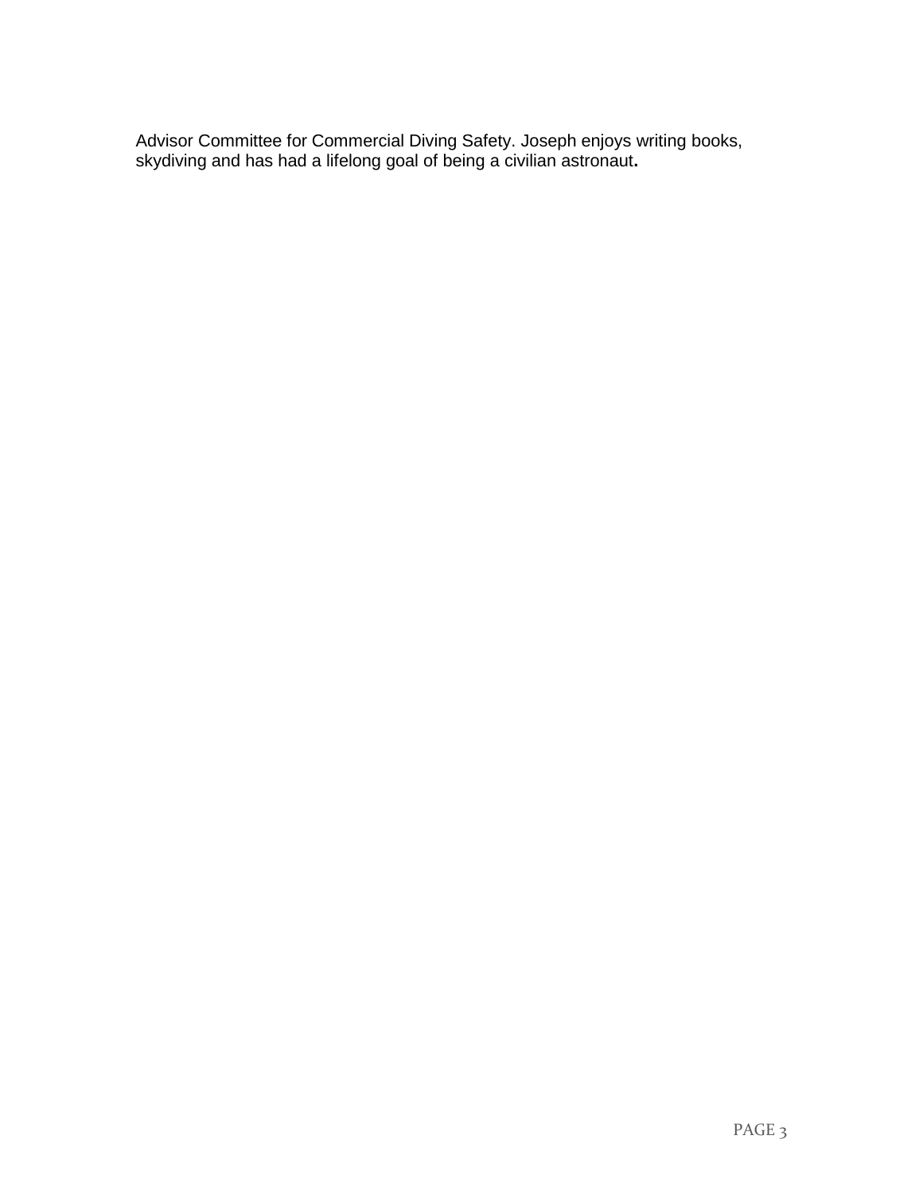Advisor Committee for Commercial Diving Safety. Joseph enjoys writing books, skydiving and has had a lifelong goal of being a civilian astronaut.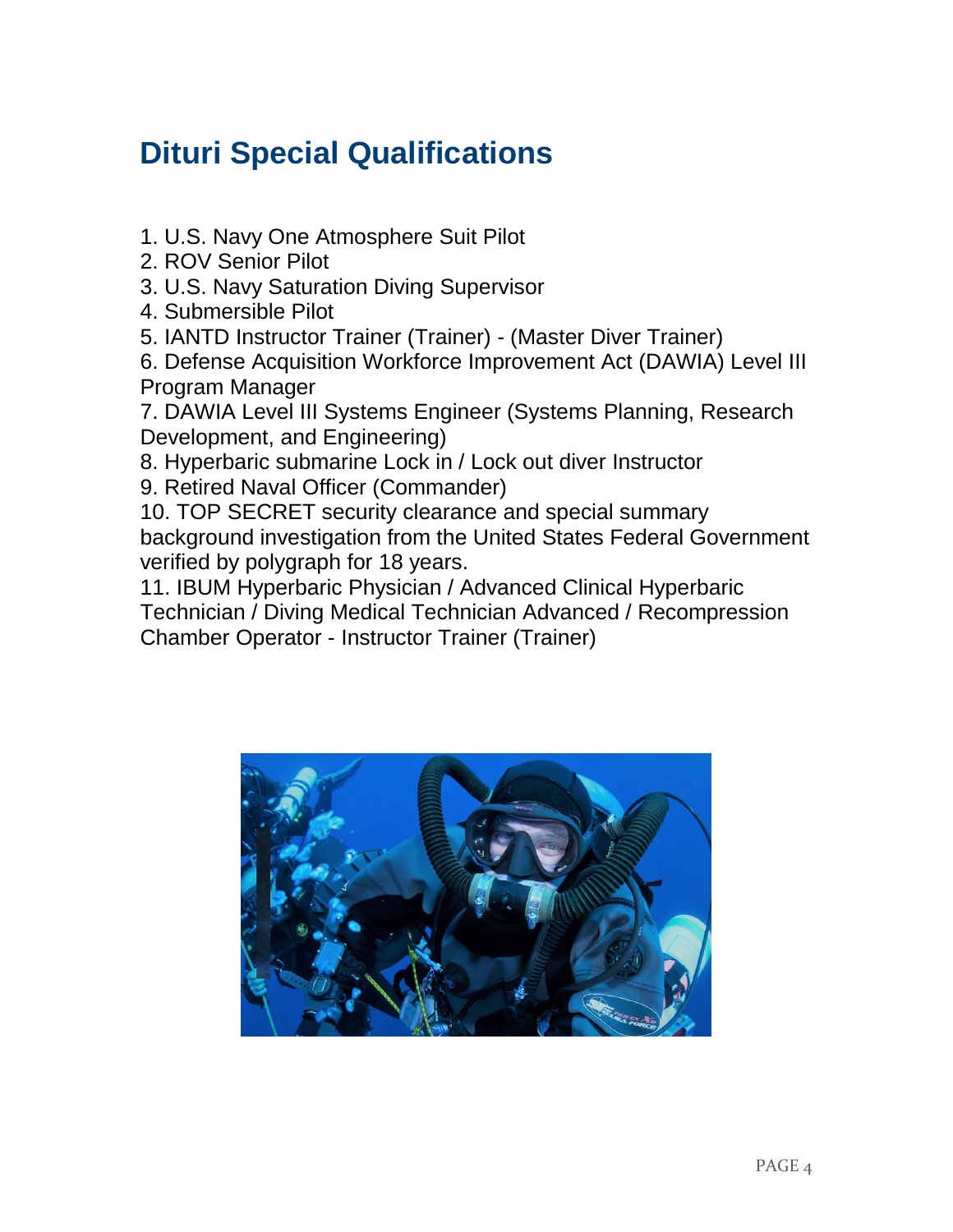# Dituri Special Qualifications

1. U.S. Navy One Atmosphere Suit Pilot
2. ROV Senior Pilot
3. U.S. Navy Saturation Diving Supervisor
4. Submersible Pilot
5. IANTD Instructor Trainer (Trainer) - (Master Diver Trainer)
6. Defense Acquisition Workforce Improvement Act (DAWIA) Level III Program Manager
7. DAWIA Level III Systems Engineer (Systems Planning, Research Development, and Engineering)
8. Hyperbaric submarine Lock in / Lock out diver Instructor
9. Retired Naval Officer (Commander)
10. TOP SECRET security clearance and special summary background investigation from the United States Federal Government verified by polygraph for 18 years.
11. IBUM Hyperbaric Physician / Advanced Clinical Hyperbaric Technician / Diving Medical Technician Advanced / Recompression Chamber Operator - Instructor Trainer (Trainer)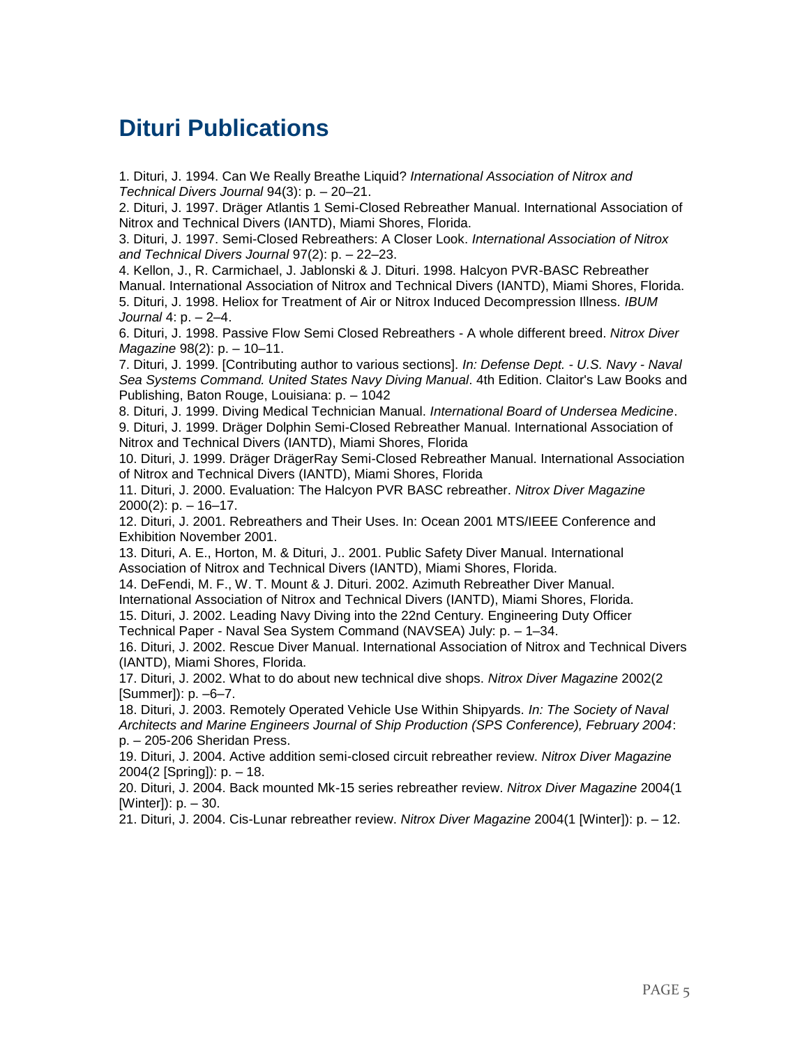# Dituri Publications

1. Dituri, J. 1994. Can We Really Breathe Liquid? *International Association of Nitrox and Technical Divers Journal* 94(3): p. – 20–21.
2. Dituri, J. 1997. Dräger Atlantis 1 Semi-Closed Rebreather Manual. International Association of Nitrox and Technical Divers (IANTD), Miami Shores, Florida.
3. Dituri, J. 1997. Semi-Closed Rebreathers: A Closer Look. *International Association of Nitrox and Technical Divers Journal* 97(2): p. – 22–23.
4. Kellon, J., R. Carmichael, J. Jablonski & J. Dituri. 1998. Halcyon PVR-BASC Rebreather Manual. International Association of Nitrox and Technical Divers (IANTD), Miami Shores, Florida.
5. Dituri, J. 1998. Heliox for Treatment of Air or Nitrox Induced Decompression Illness. *IBUM Journal* 4: p. – 2–4.
6. Dituri, J. 1998. Passive Flow Semi Closed Rebreathers - A whole different breed. *Nitrox Diver Magazine* 98(2): p. – 10–11.
7. Dituri, J. 1999. [Contributing author to various sections]. *In: Defense Dept. - U.S. Navy - Naval Sea Systems Command. United States Navy Diving Manual*. 4th Edition. Claitor's Law Books and Publishing, Baton Rouge, Louisiana: p. – 1042
8. Dituri, J. 1999. Diving Medical Technician Manual. *International Board of Undersea Medicine*.
9. Dituri, J. 1999. Dräger Dolphin Semi-Closed Rebreather Manual. International Association of Nitrox and Technical Divers (IANTD), Miami Shores, Florida
10. Dituri, J. 1999. Dräger DrägerRay Semi-Closed Rebreather Manual. International Association of Nitrox and Technical Divers (IANTD), Miami Shores, Florida
11. Dituri, J. 2000. Evaluation: The Halcyon PVR BASC rebreather. *Nitrox Diver Magazine* 2000(2): p. – 16–17.
12. Dituri, J. 2001. Rebreathers and Their Uses. In: Ocean 2001 MTS/IEEE Conference and Exhibition November 2001.
13. Dituri, A. E., Horton, M. & Dituri, J.. 2001. Public Safety Diver Manual. International Association of Nitrox and Technical Divers (IANTD), Miami Shores, Florida.
14. DeFendi, M. F., W. T. Mount & J. Dituri. 2002. Azimuth Rebreather Diver Manual. International Association of Nitrox and Technical Divers (IANTD), Miami Shores, Florida.
15. Dituri, J. 2002. Leading Navy Diving into the 22nd Century. Engineering Duty Officer Technical Paper - Naval Sea System Command (NAVSEA) July: p. – 1–34.
16. Dituri, J. 2002. Rescue Diver Manual. International Association of Nitrox and Technical Divers (IANTD), Miami Shores, Florida.
17. Dituri, J. 2002. What to do about new technical dive shops. *Nitrox Diver Magazine* 2002(2 [Summer]): p. –6–7.
18. Dituri, J. 2003. Remotely Operated Vehicle Use Within Shipyards. *In: The Society of Naval Architects and Marine Engineers Journal of Ship Production (SPS Conference), February 2004*: p. – 205-206 Sheridan Press.
19. Dituri, J. 2004. Active addition semi-closed circuit rebreather review. *Nitrox Diver Magazine* 2004(2 [Spring]): p. – 18.
20. Dituri, J. 2004. Back mounted Mk-15 series rebreather review. *Nitrox Diver Magazine* 2004(1 [Winter]): p. – 30.
21. Dituri, J. 2004. Cis-Lunar rebreather review. *Nitrox Diver Magazine* 2004(1 [Winter]): p. – 12.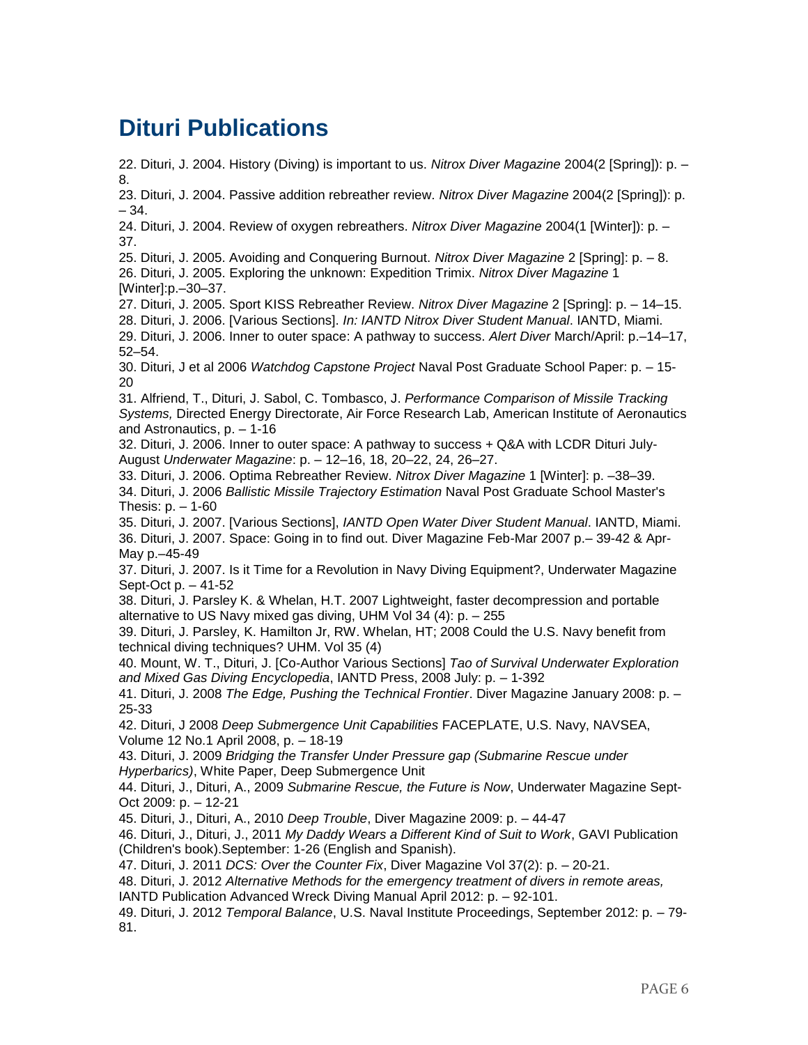# Dituri Publications

22. Dituri, J. 2004. History (Diving) is important to us. *Nitrox Diver Magazine* 2004(2 [Spring]): p. – 8.
23. Dituri, J. 2004. Passive addition rebreather review. *Nitrox Diver Magazine* 2004(2 [Spring]): p. – 34.
24. Dituri, J. 2004. Review of oxygen rebreathers. *Nitrox Diver Magazine* 2004(1 [Winter]): p. – 37.
25. Dituri, J. 2005. Avoiding and Conquering Burnout. *Nitrox Diver Magazine* 2 [Spring]: p. – 8.
26. Dituri, J. 2005. Exploring the unknown: Expedition Trimix. *Nitrox Diver Magazine* 1 [Winter]:p.–30–37.
27. Dituri, J. 2005. Sport KISS Rebreather Review. *Nitrox Diver Magazine* 2 [Spring]: p. – 14–15.
28. Dituri, J. 2006. [Various Sections]. *In: IANTD Nitrox Diver Student Manual*. IANTD, Miami.
29. Dituri, J. 2006. Inner to outer space: A pathway to success. *Alert Diver* March/April: p.–14–17, 52–54.
30. Dituri, J et al 2006 *Watchdog Capstone Project* Naval Post Graduate School Paper: p. – 15-20
31. Alfriend, T., Dituri, J. Sabol, C. Tombasco, J. *Performance Comparison of Missile Tracking Systems,* Directed Energy Directorate, Air Force Research Lab, American Institute of Aeronautics and Astronautics, p. – 1-16
32. Dituri, J. 2006. Inner to outer space: A pathway to success + Q&A with LCDR Dituri July-August *Underwater Magazine*: p. – 12–16, 18, 20–22, 24, 26–27.
33. Dituri, J. 2006. Optima Rebreather Review. *Nitrox Diver Magazine* 1 [Winter]: p. –38–39.
34. Dituri, J. 2006 *Ballistic Missile Trajectory Estimation* Naval Post Graduate School Master's Thesis: p. – 1-60
35. Dituri, J. 2007. [Various Sections], *IANTD Open Water Diver Student Manual*. IANTD, Miami.
36. Dituri, J. 2007. Space: Going in to find out. Diver Magazine Feb-Mar 2007 p.– 39-42 & Apr-May p.–45-49
37. Dituri, J. 2007. Is it Time for a Revolution in Navy Diving Equipment?, Underwater Magazine Sept-Oct p. – 41-52
38. Dituri, J. Parsley K. & Whelan, H.T. 2007 Lightweight, faster decompression and portable alternative to US Navy mixed gas diving, UHM Vol 34 (4): p. – 255
39. Dituri, J. Parsley, K. Hamilton Jr, RW. Whelan, HT; 2008 Could the U.S. Navy benefit from technical diving techniques? UHM. Vol 35 (4)
40. Mount, W. T., Dituri, J. [Co-Author Various Sections] *Tao of Survival Underwater Exploration and Mixed Gas Diving Encyclopedia*, IANTD Press, 2008 July: p. – 1-392
41. Dituri, J. 2008 *The Edge, Pushing the Technical Frontier*. Diver Magazine January 2008: p. – 25-33
42. Dituri, J 2008 *Deep Submergence Unit Capabilities* FACEPLATE, U.S. Navy, NAVSEA, Volume 12 No.1 April 2008, p. – 18-19
43. Dituri, J. 2009 *Bridging the Transfer Under Pressure gap (Submarine Rescue under Hyperbarics)*, White Paper, Deep Submergence Unit
44. Dituri, J., Dituri, A., 2009 *Submarine Rescue, the Future is Now*, Underwater Magazine Sept-Oct 2009: p. – 12-21
45. Dituri, J., Dituri, A., 2010 *Deep Trouble*, Diver Magazine 2009: p. – 44-47
46. Dituri, J., Dituri, J., 2011 *My Daddy Wears a Different Kind of Suit to Work*, GAVI Publication (Children's book).September: 1-26 (English and Spanish).
47. Dituri, J. 2011 *DCS: Over the Counter Fix*, Diver Magazine Vol 37(2): p. – 20-21.
48. Dituri, J. 2012 *Alternative Methods for the emergency treatment of divers in remote areas,* IANTD Publication Advanced Wreck Diving Manual April 2012: p. – 92-101.
49. Dituri, J. 2012 *Temporal Balance*, U.S. Naval Institute Proceedings, September 2012: p. – 79-81.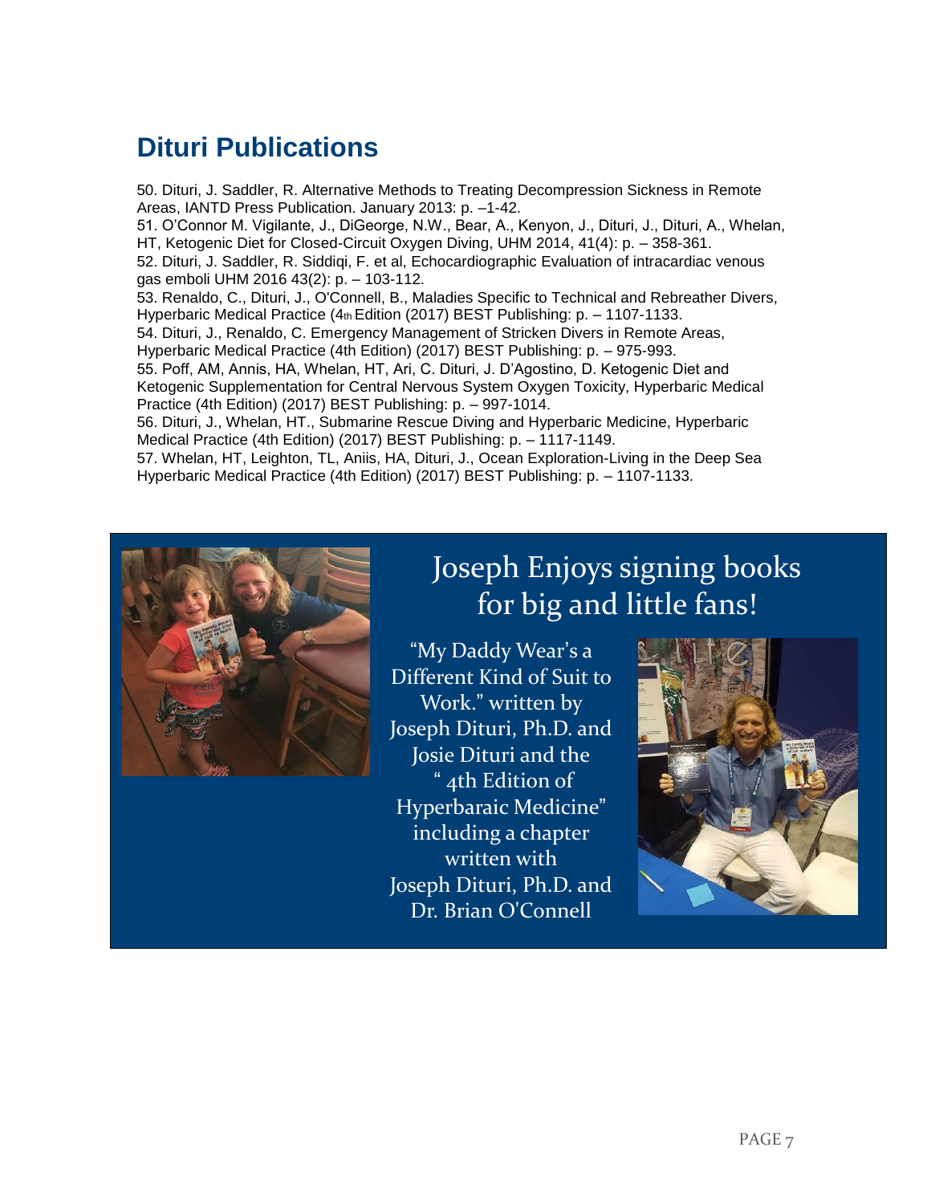## Dituri Publications

50. Dituri, J. Saddler, R. Alternative Methods to Treating Decompression Sickness in Remote Areas, IANTD Press Publication. January 2013: p. –1-42.
51. O'Connor M. Vigilante, J., DiGeorge, N.W., Bear, A., Kenyon, J., Dituri, J., Dituri, A., Whelan, HT, Ketogenic Diet for Closed-Circuit Oxygen Diving, UHM 2014, 41(4): p. – 358-361.
52. Dituri, J. Saddler, R. Siddiqi, F. et al, Echocardiographic Evaluation of intracardiac venous gas emboli UHM 2016 43(2): p. – 103-112.
53. Renaldo, C., Dituri, J., O'Connell, B., Maladies Specific to Technical and Rebreather Divers, Hyperbaric Medical Practice (4th Edition (2017) BEST Publishing: p. – 1107-1133.
54. Dituri, J., Renaldo, C. Emergency Management of Stricken Divers in Remote Areas, Hyperbaric Medical Practice (4th Edition) (2017) BEST Publishing: p. – 975-993.
55. Poff, AM, Annis, HA, Whelan, HT, Ari, C. Dituri, J. D'Agostino, D. Ketogenic Diet and Ketogenic Supplementation for Central Nervous System Oxygen Toxicity, Hyperbaric Medical Practice (4th Edition) (2017) BEST Publishing: p. – 997-1014.
56. Dituri, J., Whelan, HT., Submarine Rescue Diving and Hyperbaric Medicine, Hyperbaric Medical Practice (4th Edition) (2017) BEST Publishing: p. – 1117-1149.
57. Whelan, HT, Leighton, TL, Aniis, HA, Dituri, J., Ocean Exploration-Living in the Deep Sea Hyperbaric Medical Practice (4th Edition) (2017) BEST Publishing: p. – 1107-1133.

## Joseph Enjoys signing books for big and little fans!

"My Daddy Wear's a Different Kind of Suit to Work." written by Joseph Dituri, Ph.D. and Josie Dituri and the " 4th Edition of Hyperbaraic Medicine" including a chapter written with Joseph Dituri, Ph.D. and Dr. Brian O'Connell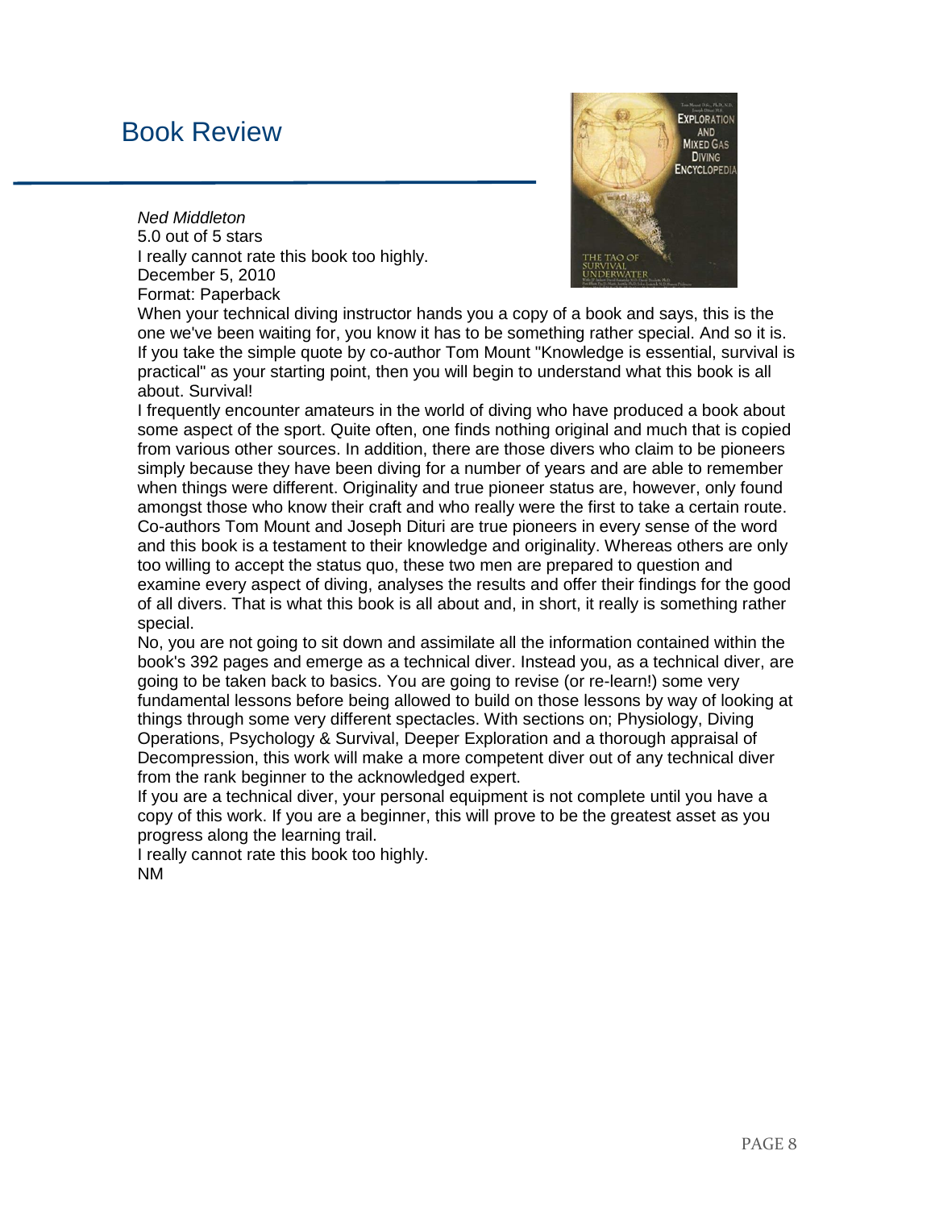# Book Review

*Ned Middleton*
5.0 out of 5 stars
I really cannot rate this book too highly.
December 5, 2010
Format: Paperback

When your technical diving instructor hands you a copy of a book and says, this is the one we've been waiting for, you know it has to be something rather special. And so it is. If you take the simple quote by co-author Tom Mount "Knowledge is essential, survival is practical" as your starting point, then you will begin to understand what this book is all about. Survival!

I frequently encounter amateurs in the world of diving who have produced a book about some aspect of the sport. Quite often, one finds nothing original and much that is copied from various other sources. In addition, there are those divers who claim to be pioneers simply because they have been diving for a number of years and are able to remember when things were different. Originality and true pioneer status are, however, only found amongst those who know their craft and who really were the first to take a certain route. Co-authors Tom Mount and Joseph Dituri are true pioneers in every sense of the word and this book is a testament to their knowledge and originality. Whereas others are only too willing to accept the status quo, these two men are prepared to question and examine every aspect of diving, analyses the results and offer their findings for the good of all divers. That is what this book is all about and, in short, it really is something rather special.

No, you are not going to sit down and assimilate all the information contained within the book's 392 pages and emerge as a technical diver. Instead you, as a technical diver, are going to be taken back to basics. You are going to revise (or re-learn!) some very fundamental lessons before being allowed to build on those lessons by way of looking at things through some very different spectacles. With sections on; Physiology, Diving Operations, Psychology & Survival, Deeper Exploration and a thorough appraisal of Decompression, this work will make a more competent diver out of any technical diver from the rank beginner to the acknowledged expert.

If you are a technical diver, your personal equipment is not complete until you have a copy of this work. If you are a beginner, this will prove to be the greatest asset as you progress along the learning trail.

I really cannot rate this book too highly.

NM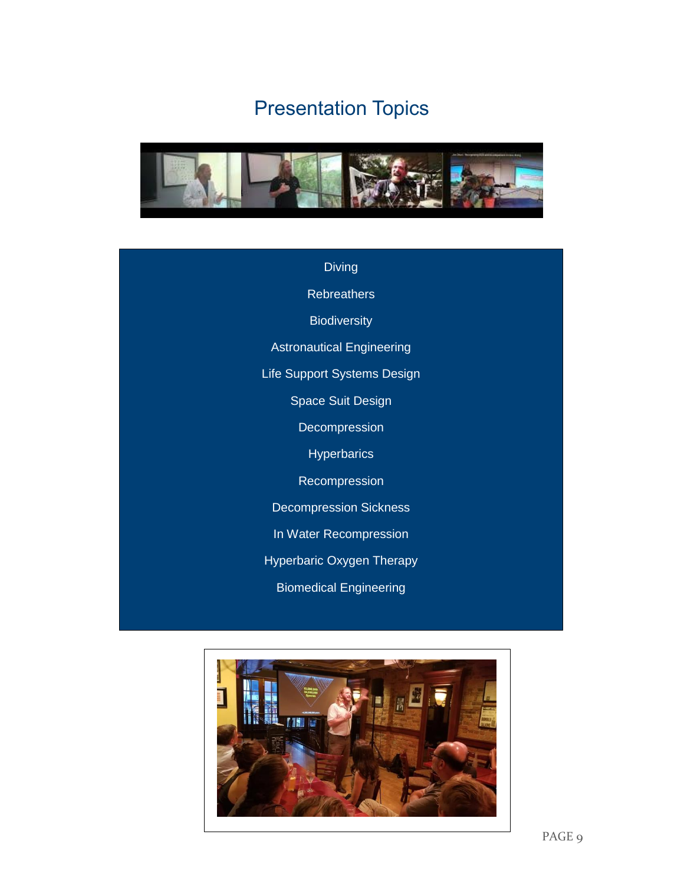# Presentation Topics

Diving

Rebreathers

Biodiversity

Astronautical Engineering

Life Support Systems Design

Space Suit Design

Decompression

Hyperbarics

Recompression

Decompression Sickness

In Water Recompression

Hyperbaric Oxygen Therapy

Biomedical Engineering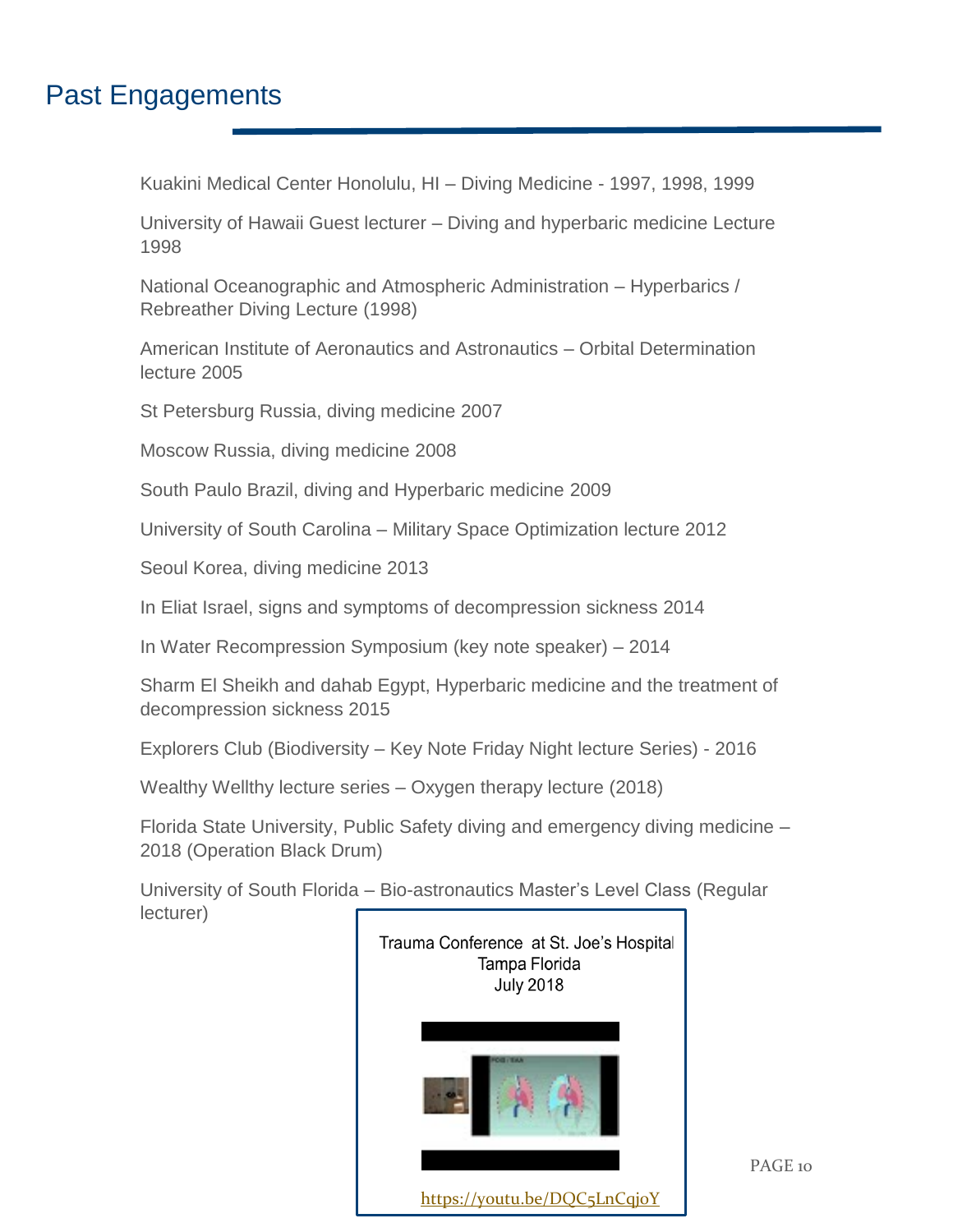## Past Engagements

Kuakini Medical Center Honolulu, HI – Diving Medicine - 1997, 1998, 1999

University of Hawaii Guest lecturer – Diving and hyperbaric medicine Lecture 1998

National Oceanographic and Atmospheric Administration – Hyperbarics / Rebreather Diving Lecture (1998)

American Institute of Aeronautics and Astronautics – Orbital Determination lecture 2005

St Petersburg Russia, diving medicine 2007

Moscow Russia, diving medicine 2008

South Paulo Brazil, diving and Hyperbaric medicine 2009

University of South Carolina – Military Space Optimization lecture 2012

Seoul Korea, diving medicine 2013

In Eliat Israel, signs and symptoms of decompression sickness 2014

In Water Recompression Symposium (key note speaker) – 2014

Sharm El Sheikh and dahab Egypt, Hyperbaric medicine and the treatment of decompression sickness 2015

Explorers Club (Biodiversity – Key Note Friday Night lecture Series) - 2016

Wealthy Wellthy lecture series – Oxygen therapy lecture (2018)

Florida State University, Public Safety diving and emergency diving medicine – 2018 (Operation Black Drum)

University of South Florida – Bio-astronautics Master's Level Class (Regular lecturer)

Trauma Conference at St. Joe's Hospital
Tampa Florida
July 2018

https://youtu.be/DQC5LnCqjoY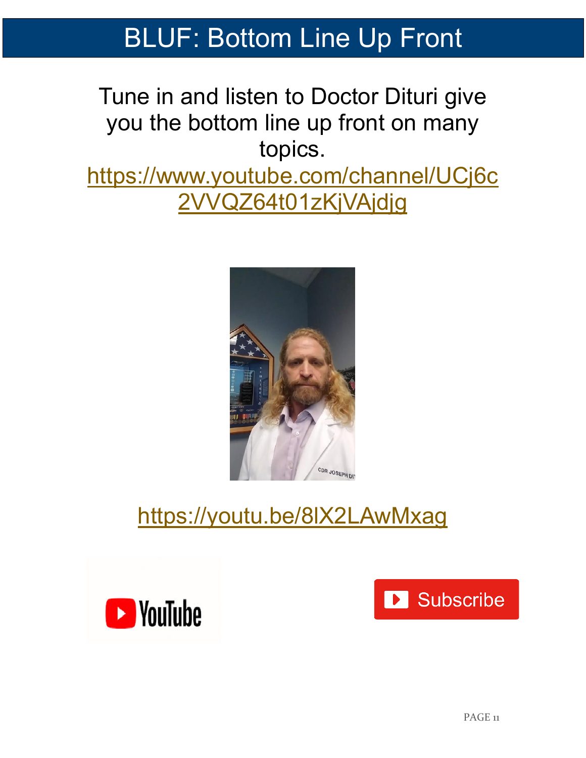# BLUF: Bottom Line Up Front

Tune in and listen to Doctor Dituri give you the bottom line up front on many topics.

https://www.youtube.com/channel/UCj6c2VVQZ64t01zKjVAjdjg

https://youtu.be/8lX2LAwMxag

Subscribe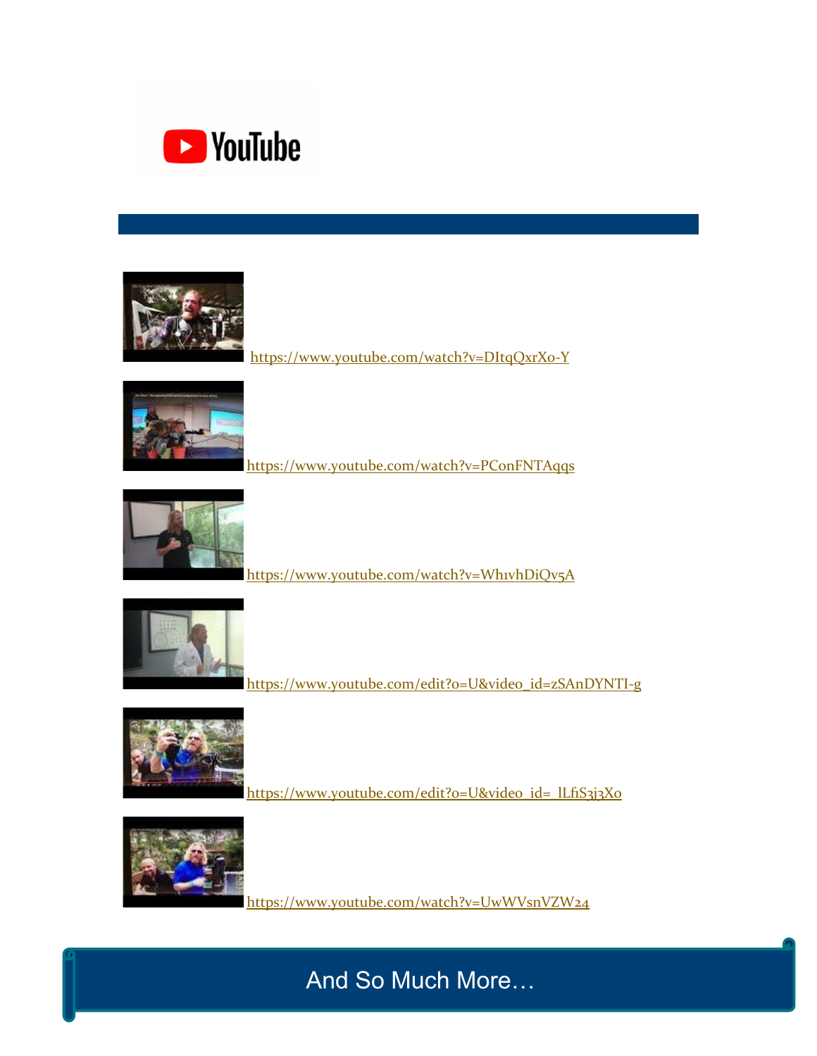YouTube

https://www.youtube.com/watch?v=DItqQxrXo-Y

https://www.youtube.com/watch?v=PConFNTAqqs

https://www.youtube.com/watch?v=Wh1vhDiQv5A

https://www.youtube.com/edit?o=U&video_id=zSAnDYNTI-g

https://www.youtube.com/edit?o=U&video_id=_lLfiS3j3Xo

https://www.youtube.com/watch?v=UwWVsnVZW24

And So Much More…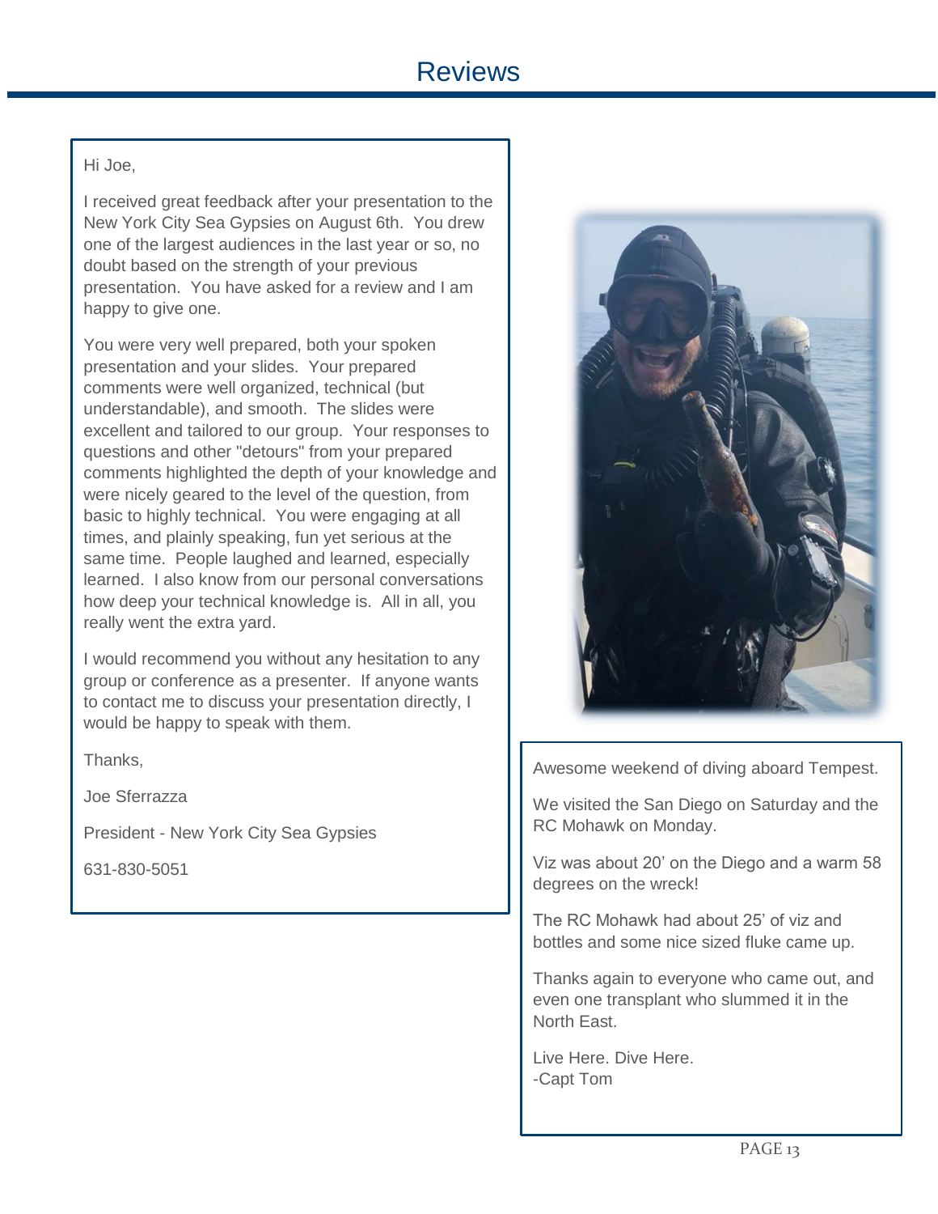# Reviews

Hi Joe,

I received great feedback after your presentation to the New York City Sea Gypsies on August 6th. You drew one of the largest audiences in the last year or so, no doubt based on the strength of your previous presentation. You have asked for a review and I am happy to give one.

You were very well prepared, both your spoken presentation and your slides. Your prepared comments were well organized, technical (but understandable), and smooth. The slides were excellent and tailored to our group. Your responses to questions and other "detours" from your prepared comments highlighted the depth of your knowledge and were nicely geared to the level of the question, from basic to highly technical. You were engaging at all times, and plainly speaking, fun yet serious at the same time. People laughed and learned, especially learned. I also know from our personal conversations how deep your technical knowledge is. All in all, you really went the extra yard.

I would recommend you without any hesitation to any group or conference as a presenter. If anyone wants to contact me to discuss your presentation directly, I would be happy to speak with them.

Thanks,

Joe Sferrazza

President - New York City Sea Gypsies

631-830-5051

Awesome weekend of diving aboard Tempest.

We visited the San Diego on Saturday and the RC Mohawk on Monday.

Viz was about 20' on the Diego and a warm 58 degrees on the wreck!

The RC Mohawk had about 25' of viz and bottles and some nice sized fluke came up.

Thanks again to everyone who came out, and even one transplant who slummed it in the North East.

Live Here. Dive Here.
-Capt Tom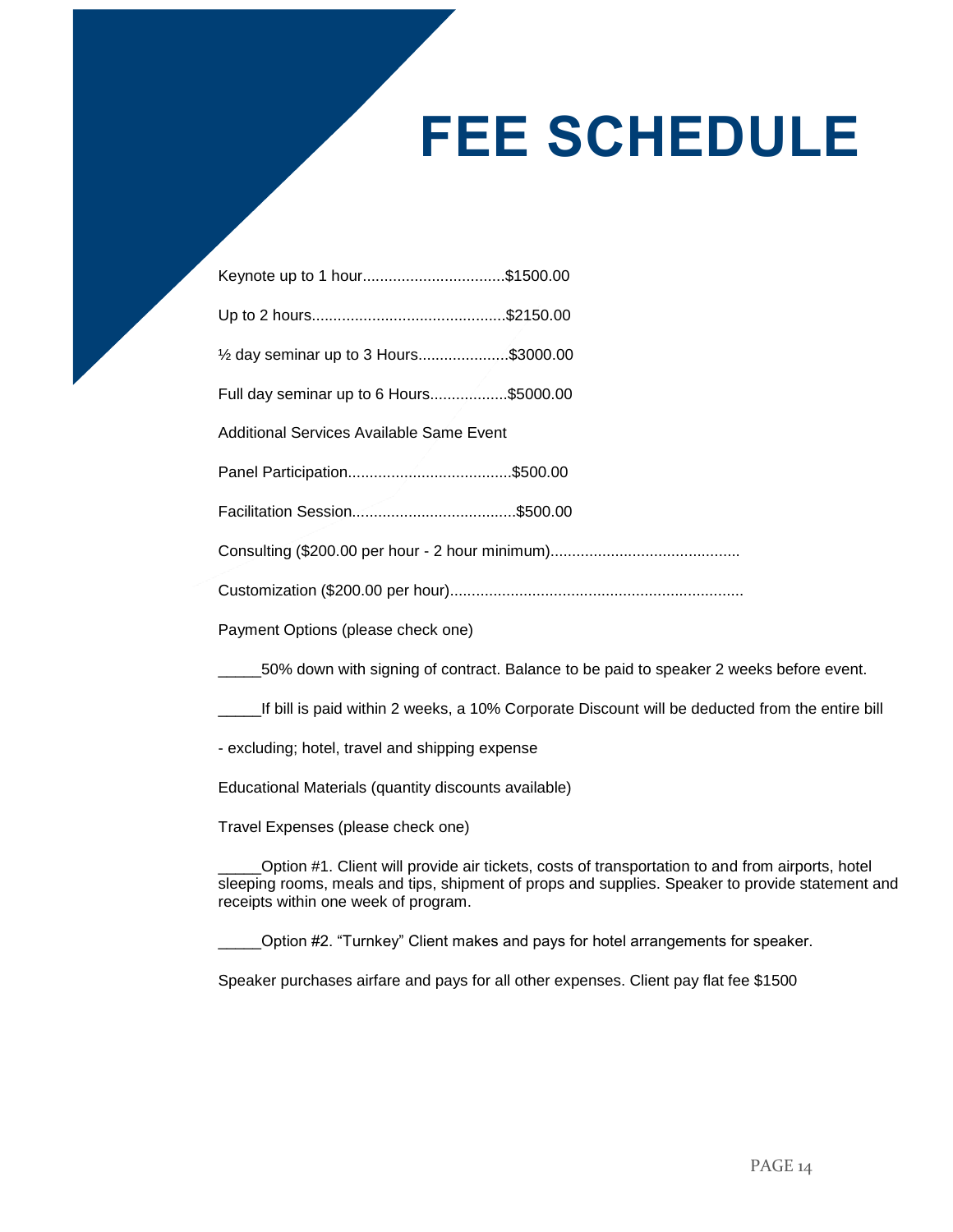# FEE SCHEDULE

Keynote up to 1 hour................................$1500.00

Up to 2 hours............................................$2150.00

½ day seminar up to 3 Hours....................$3000.00

Full day seminar up to 6 Hours.................$5000.00

Additional Services Available Same Event

Panel Participation.....................................$500.00

Facilitation Session.....................................$500.00

Consulting ($200.00 per hour - 2 hour minimum)...........................................

Customization ($200.00 per hour)...................................................................

Payment Options (please check one)

_____50% down with signing of contract. Balance to be paid to speaker 2 weeks before event.

_____If bill is paid within 2 weeks, a 10% Corporate Discount will be deducted from the entire bill

- excluding; hotel, travel and shipping expense

Educational Materials (quantity discounts available)

Travel Expenses (please check one)

_____Option #1. Client will provide air tickets, costs of transportation to and from airports, hotel sleeping rooms, meals and tips, shipment of props and supplies. Speaker to provide statement and receipts within one week of program.

_____Option #2. "Turnkey" Client makes and pays for hotel arrangements for speaker.

Speaker purchases airfare and pays for all other expenses. Client pay flat fee $1500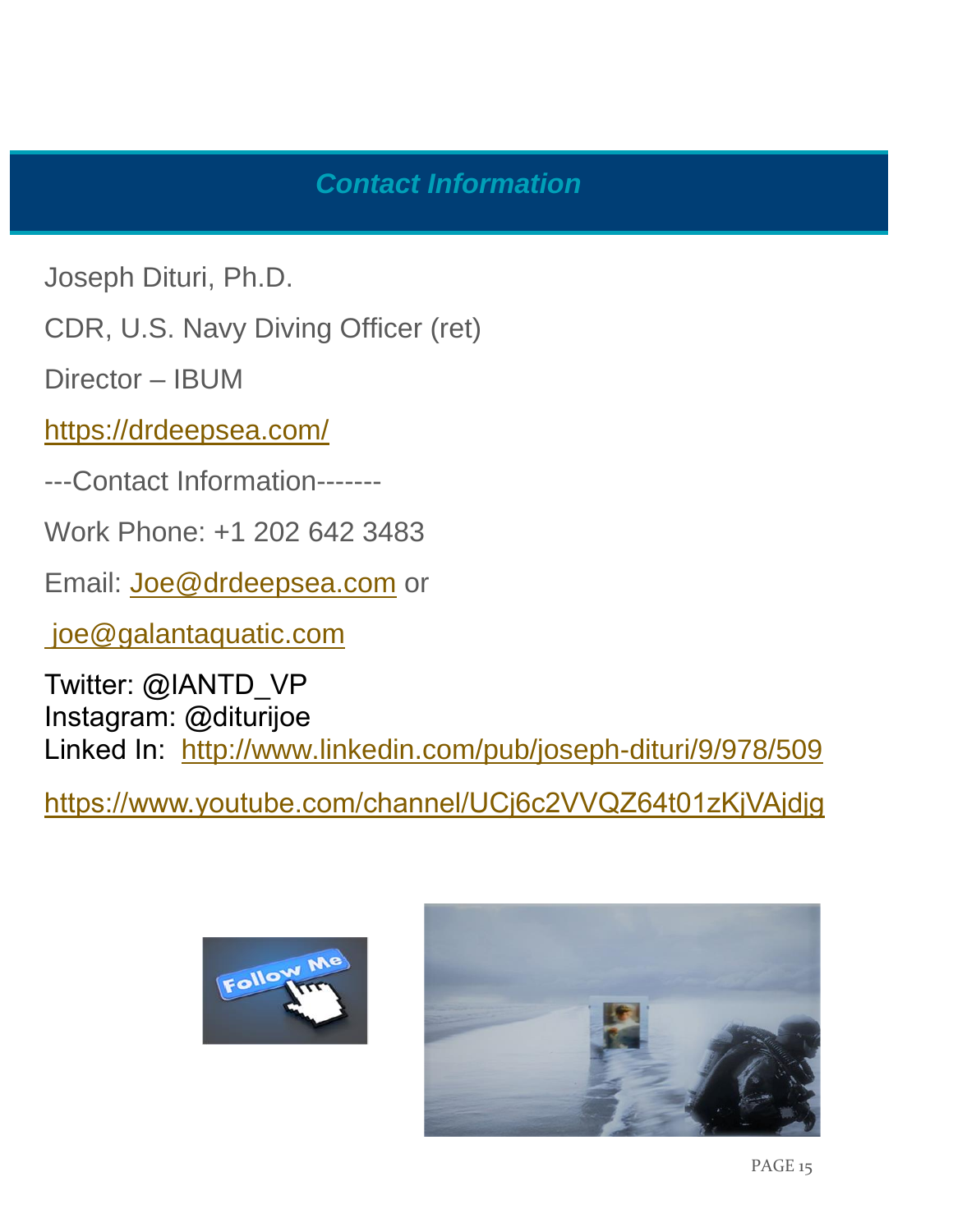## *Contact Information*

Joseph Dituri, Ph.D.

CDR, U.S. Navy Diving Officer (ret)

Director – IBUM

https://drdeepsea.com/

---Contact Information-------

Work Phone: +1 202 642 3483

Email: Joe@drdeepsea.com or

joe@galantaquatic.com

Twitter: @IANTD_VP
Instagram: @diturijoe
Linked In: http://www.linkedin.com/pub/joseph-dituri/9/978/509

https://www.youtube.com/channel/UCj6c2VVQZ64t01zKjVAjdjg